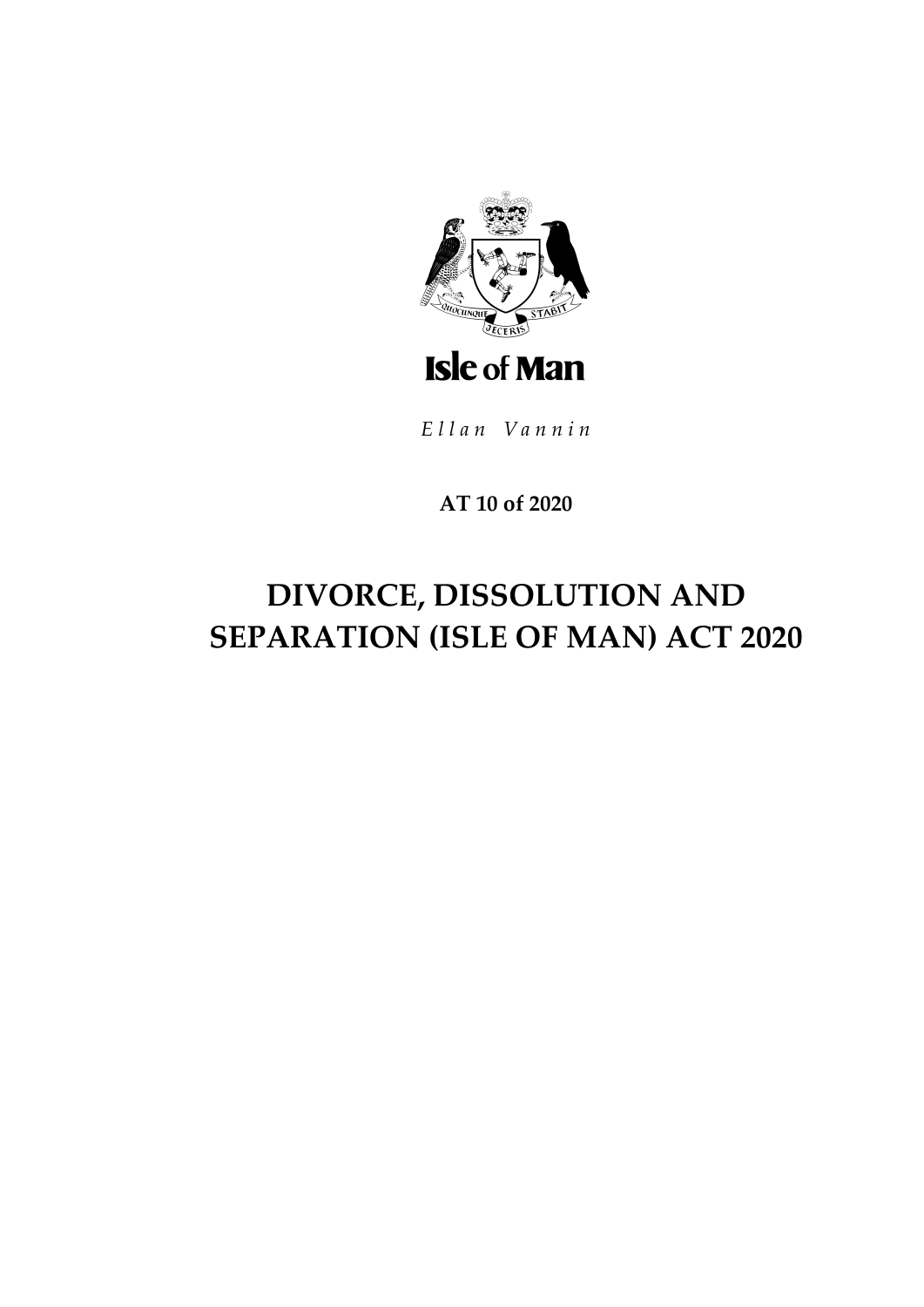Isle of Man

*Ellan Vannin*

**AT 10 of 2020**

# DIVORCE, DISSOLUTION AND SEPARATION (ISLE OF MAN) ACT 2020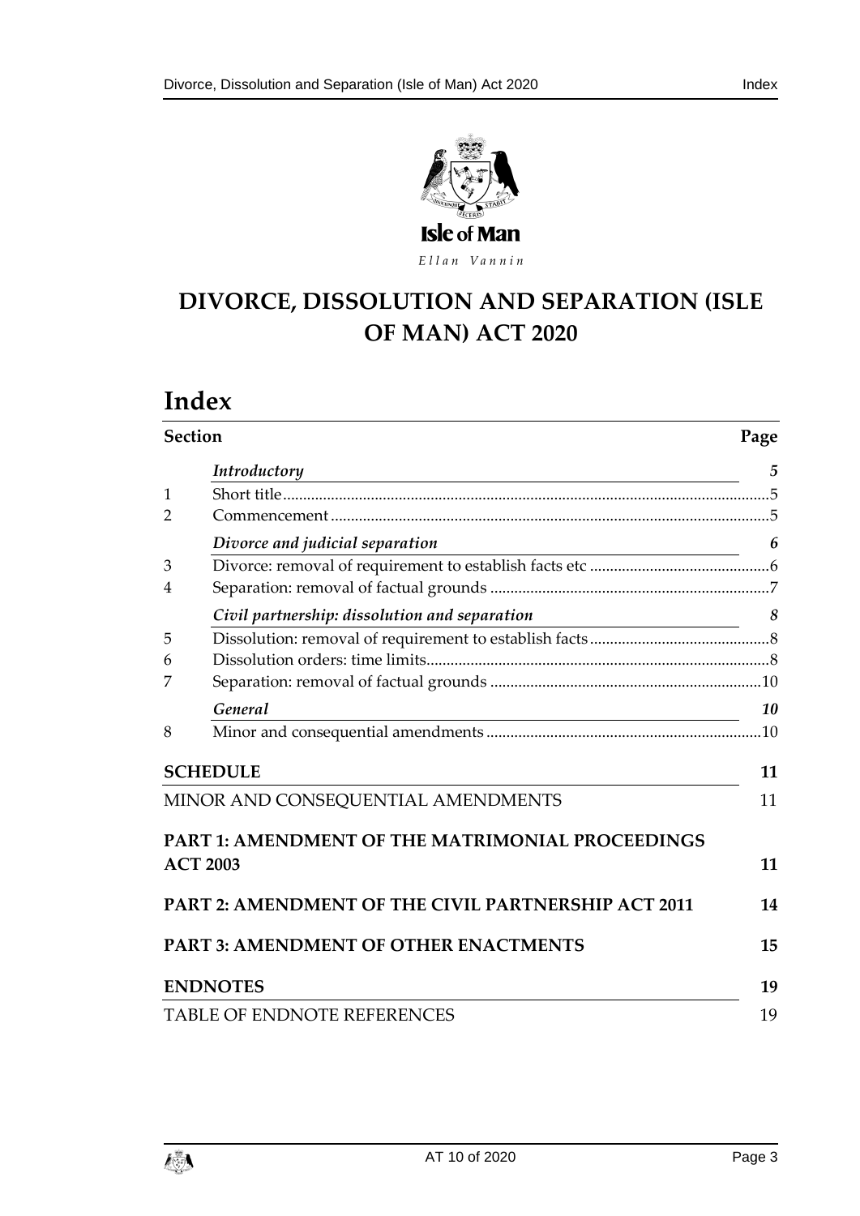Isle of Man

Ellan Vannin

# DIVORCE, DISSOLUTION AND SEPARATION (ISLE OF MAN) ACT 2020

# Index

| Section | | Page |
|---|---|---|
| | ***Introductory*** | ***5*** |
| 1 | Short title | 5 |
| 2 | Commencement | 5 |
| | ***Divorce and judicial separation*** | ***6*** |
| 3 | Divorce: removal of requirement to establish facts etc | 6 |
| 4 | Separation: removal of factual grounds | 7 |
| | ***Civil partnership: dissolution and separation*** | ***8*** |
| 5 | Dissolution: removal of requirement to establish facts | 8 |
| 6 | Dissolution orders: time limits | 8 |
| 7 | Separation: removal of factual grounds | 10 |
| | ***General*** | ***10*** |
| 8 | Minor and consequential amendments | 10 |
| **SCHEDULE** | | **11** |
| MINOR AND CONSEQUENTIAL AMENDMENTS | | 11 |
| **PART 1: AMENDMENT OF THE MATRIMONIAL PROCEEDINGS ACT 2003** | | **11** |
| **PART 2: AMENDMENT OF THE CIVIL PARTNERSHIP ACT 2011** | | **14** |
| **PART 3: AMENDMENT OF OTHER ENACTMENTS** | | **15** |
| **ENDNOTES** | | **19** |
| TABLE OF ENDNOTE REFERENCES | | 19 |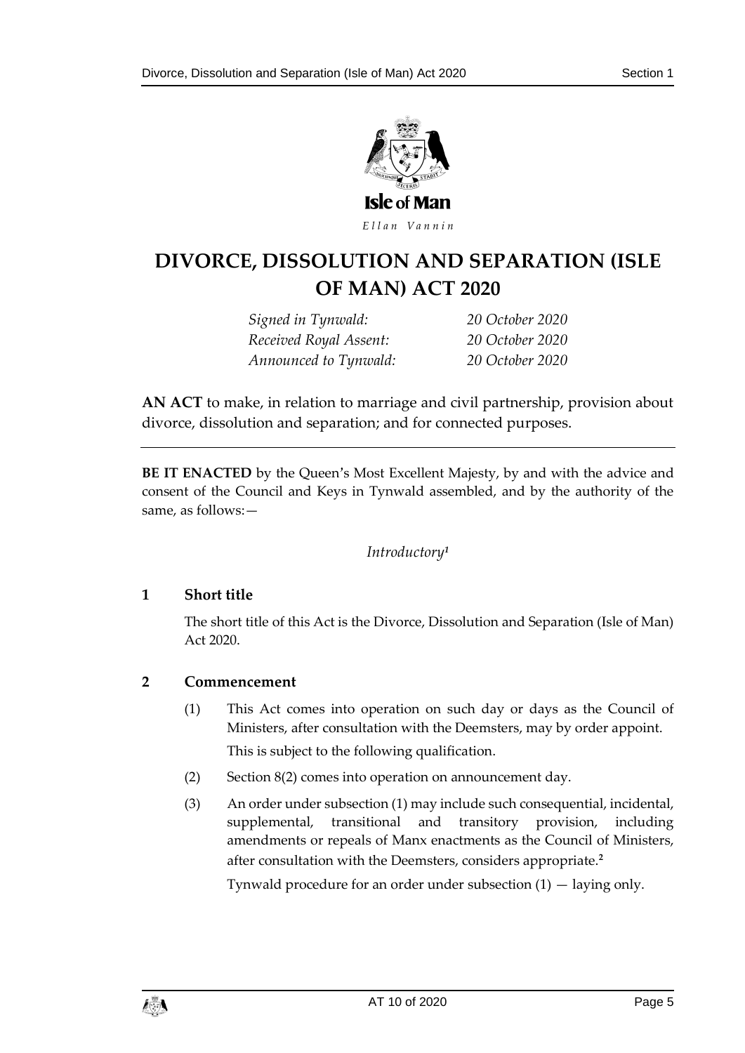Isle of Man

*Ellan Vannin*

# DIVORCE, DISSOLUTION AND SEPARATION (ISLE OF MAN) ACT 2020

| | |
|---|---|
| *Signed in Tynwald:* | *20 October 2020* |
| *Received Royal Assent:* | *20 October 2020* |
| *Announced to Tynwald:* | *20 October 2020* |

**AN ACT** to make, in relation to marriage and civil partnership, provision about divorce, dissolution and separation; and for connected purposes.

---

**BE IT ENACTED** by the Queen's Most Excellent Majesty, by and with the advice and consent of the Council and Keys in Tynwald assembled, and by the authority of the same, as follows:—

*Introductory*[1]

### 1 Short title

The short title of this Act is the Divorce, Dissolution and Separation (Isle of Man) Act 2020.

### 2 Commencement

(1) This Act comes into operation on such day or days as the Council of Ministers, after consultation with the Deemsters, may by order appoint.

This is subject to the following qualification.

(2) Section 8(2) comes into operation on announcement day.

(3) An order under subsection (1) may include such consequential, incidental, supplemental, transitional and transitory provision, including amendments or repeals of Manx enactments as the Council of Ministers, after consultation with the Deemsters, considers appropriate.[2]

Tynwald procedure for an order under subsection (1) — laying only.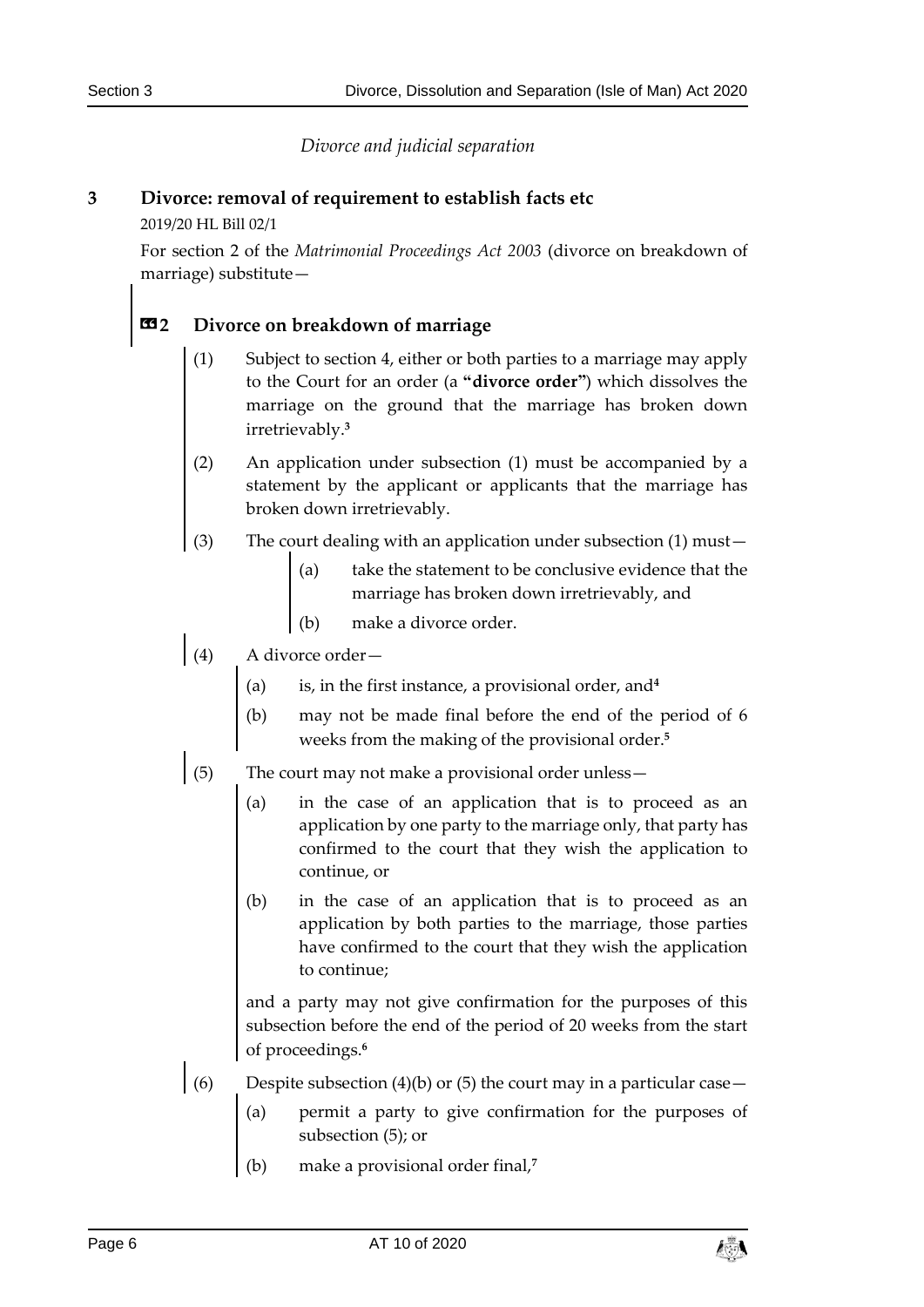*Divorce and judicial separation*

## 3 Divorce: removal of requirement to establish facts etc

2019/20 HL Bill 02/1

For section 2 of the *Matrimonial Proceedings Act 2003* (divorce on breakdown of marriage) substitute—

### «2 Divorce on breakdown of marriage

(1) Subject to section 4, either or both parties to a marriage may apply to the Court for an order (a **"divorce order"**) which dissolves the marriage on the ground that the marriage has broken down irretrievably.[3]

(2) An application under subsection (1) must be accompanied by a statement by the applicant or applicants that the marriage has broken down irretrievably.

(3) The court dealing with an application under subsection (1) must—

(a) take the statement to be conclusive evidence that the marriage has broken down irretrievably, and

(b) make a divorce order.

(4) A divorce order—

(a) is, in the first instance, a provisional order, and[4]

(b) may not be made final before the end of the period of 6 weeks from the making of the provisional order.[5]

(5) The court may not make a provisional order unless—

(a) in the case of an application that is to proceed as an application by one party to the marriage only, that party has confirmed to the court that they wish the application to continue, or

(b) in the case of an application that is to proceed as an application by both parties to the marriage, those parties have confirmed to the court that they wish the application to continue;

and a party may not give confirmation for the purposes of this subsection before the end of the period of 20 weeks from the start of proceedings.[6]

(6) Despite subsection (4)(b) or (5) the court may in a particular case—

(a) permit a party to give confirmation for the purposes of subsection (5); or

(b) make a provisional order final,[7]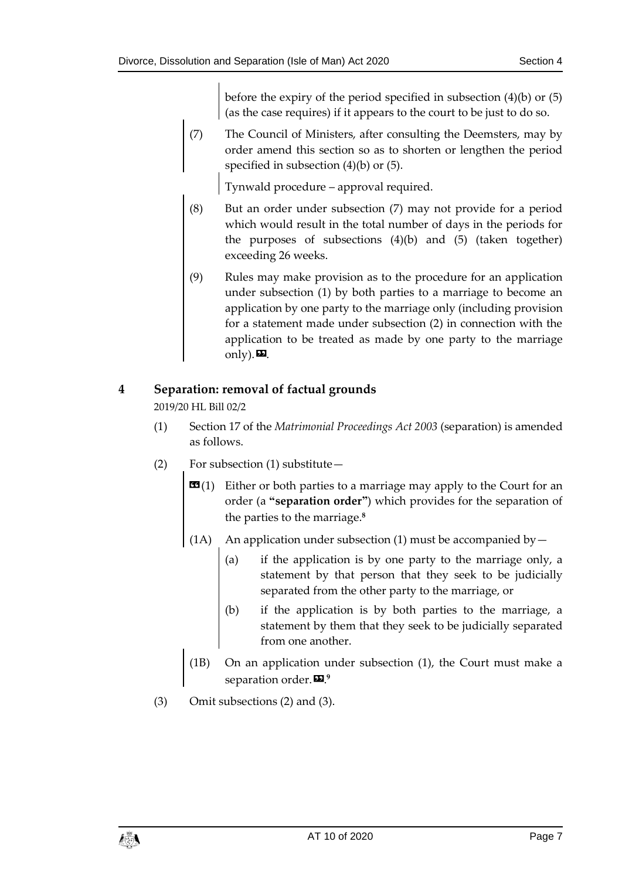before the expiry of the period specified in subsection (4)(b) or (5) (as the case requires) if it appears to the court to be just to do so.

(7) The Council of Ministers, after consulting the Deemsters, may by order amend this section so as to shorten or lengthen the period specified in subsection (4)(b) or (5).

Tynwald procedure – approval required.

(8) But an order under subsection (7) may not provide for a period which would result in the total number of days in the periods for the purposes of subsections (4)(b) and (5) (taken together) exceeding 26 weeks.

(9) Rules may make provision as to the procedure for an application under subsection (1) by both parties to a marriage to become an application by one party to the marriage only (including provision for a statement made under subsection (2) in connection with the application to be treated as made by one party to the marriage only). ».

## 4 Separation: removal of factual grounds

2019/20 HL Bill 02/2

(1) Section 17 of the *Matrimonial Proceedings Act 2003* (separation) is amended as follows.

(2) For subsection (1) substitute—

«(1) Either or both parties to a marriage may apply to the Court for an order (a **"separation order"**) which provides for the separation of the parties to the marriage.[8]

(1A) An application under subsection (1) must be accompanied by—

(a) if the application is by one party to the marriage only, a statement by that person that they seek to be judicially separated from the other party to the marriage, or

(b) if the application is by both parties to the marriage, a statement by them that they seek to be judicially separated from one another.

(1B) On an application under subsection (1), the Court must make a separation order. ».[9]

(3) Omit subsections (2) and (3).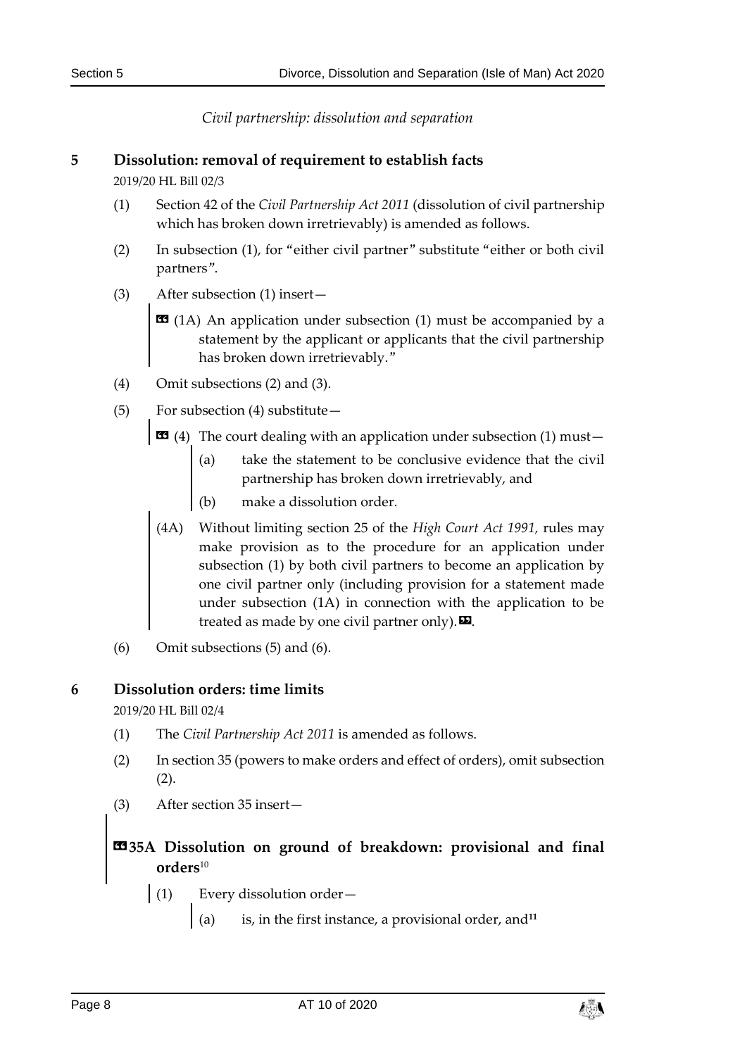*Civil partnership: dissolution and separation*

## 5 Dissolution: removal of requirement to establish facts

2019/20 HL Bill 02/3

(1) Section 42 of the *Civil Partnership Act 2011* (dissolution of civil partnership which has broken down irretrievably) is amended as follows.

(2) In subsection (1), for "either civil partner" substitute "either or both civil partners".

(3) After subsection (1) insert—

> «(1A) An application under subsection (1) must be accompanied by a statement by the applicant or applicants that the civil partnership has broken down irretrievably."

(4) Omit subsections (2) and (3).

(5) For subsection (4) substitute—

> «(4) The court dealing with an application under subsection (1) must—
>
> (a) take the statement to be conclusive evidence that the civil partnership has broken down irretrievably, and
>
> (b) make a dissolution order.
>
> (4A) Without limiting section 25 of the *High Court Act 1991*, rules may make provision as to the procedure for an application under subsection (1) by both civil partners to become an application by one civil partner only (including provision for a statement made under subsection (1A) in connection with the application to be treated as made by one civil partner only).».

(6) Omit subsections (5) and (6).

## 6 Dissolution orders: time limits

2019/20 HL Bill 02/4

(1) The *Civil Partnership Act 2011* is amended as follows.

(2) In section 35 (powers to make orders and effect of orders), omit subsection (2).

(3) After section 35 insert—

> **«35A Dissolution on ground of breakdown: provisional and final orders**[10]
>
> (1) Every dissolution order—
>
> (a) is, in the first instance, a provisional order, and[11]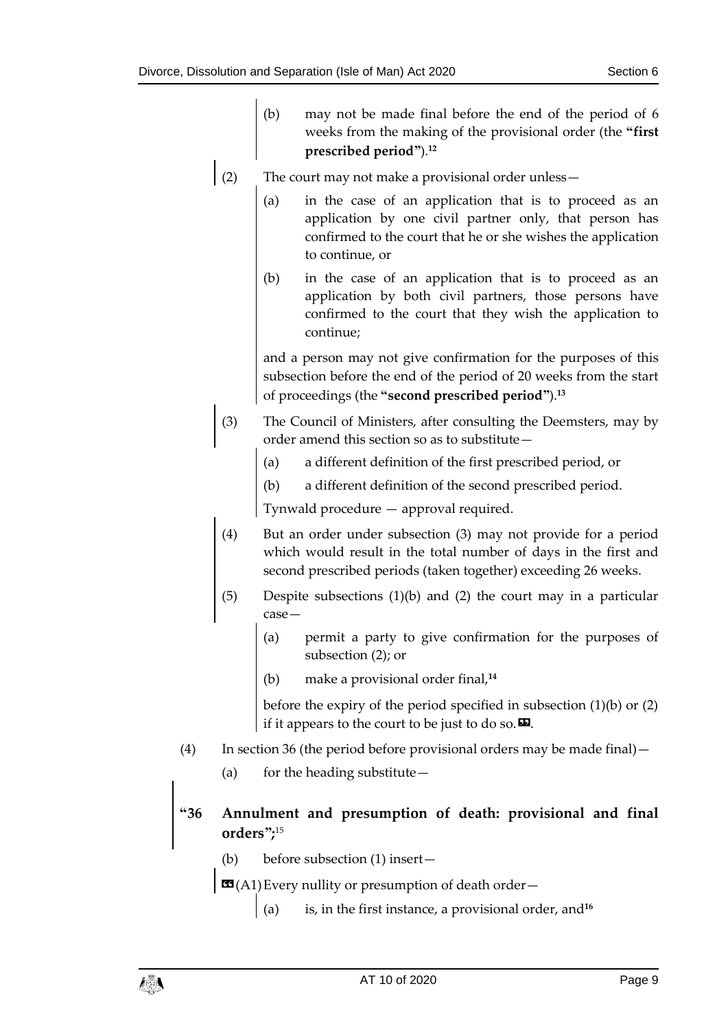(b) may not be made final before the end of the period of 6 weeks from the making of the provisional order (the **"first prescribed period"**).[12]

(2) The court may not make a provisional order unless—

(a) in the case of an application that is to proceed as an application by one civil partner only, that person has confirmed to the court that he or she wishes the application to continue, or

(b) in the case of an application that is to proceed as an application by both civil partners, those persons have confirmed to the court that they wish the application to continue;

and a person may not give confirmation for the purposes of this subsection before the end of the period of 20 weeks from the start of proceedings (the **"second prescribed period"**).[13]

(3) The Council of Ministers, after consulting the Deemsters, may by order amend this section so as to substitute—

(a) a different definition of the first prescribed period, or

(b) a different definition of the second prescribed period.

Tynwald procedure — approval required.

(4) But an order under subsection (3) may not provide for a period which would result in the total number of days in the first and second prescribed periods (taken together) exceeding 26 weeks.

(5) Despite subsections (1)(b) and (2) the court may in a particular case—

(a) permit a party to give confirmation for the purposes of subsection (2); or

(b) make a provisional order final,[14]

before the expiry of the period specified in subsection (1)(b) or (2) if it appears to the court to be just to do so. ❞.

(4) In section 36 (the period before provisional orders may be made final)—

(a) for the heading substitute—

**"36 Annulment and presumption of death: provisional and final orders";**[15]

(b) before subsection (1) insert—

❝ (A1) Every nullity or presumption of death order—

(a) is, in the first instance, a provisional order, and[16]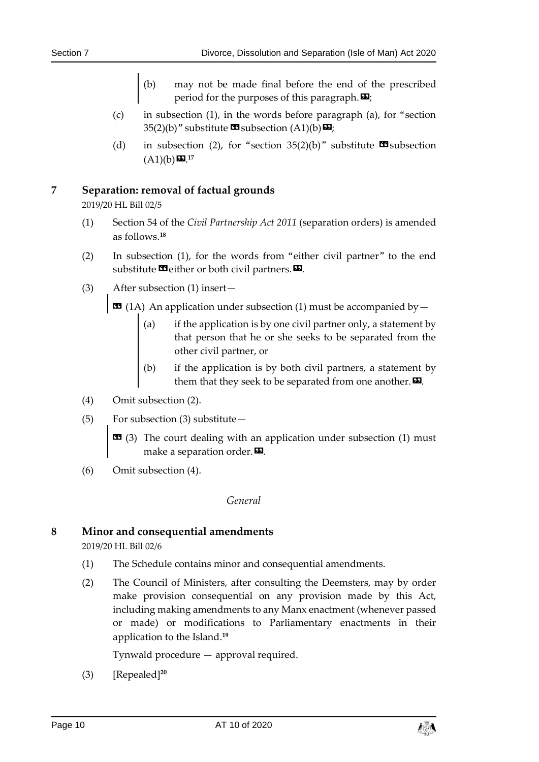(b) may not be made final before the end of the prescribed period for the purposes of this paragraph.»;

(c) in subsection (1), in the words before paragraph (a), for "section 35(2)(b)" substitute «subsection (A1)(b)»;

(d) in subsection (2), for "section 35(2)(b)" substitute «subsection (A1)(b)».[17]

## 7 Separation: removal of factual grounds

2019/20 HL Bill 02/5

(1) Section 54 of the *Civil Partnership Act 2011* (separation orders) is amended as follows.[18]

(2) In subsection (1), for the words from "either civil partner" to the end substitute «either or both civil partners.».

(3) After subsection (1) insert—

« (1A) An application under subsection (1) must be accompanied by—

(a) if the application is by one civil partner only, a statement by that person that he or she seeks to be separated from the other civil partner, or

(b) if the application is by both civil partners, a statement by them that they seek to be separated from one another.».

(4) Omit subsection (2).

(5) For subsection (3) substitute—

« (3) The court dealing with an application under subsection (1) must make a separation order.».

(6) Omit subsection (4).

*General*

## 8 Minor and consequential amendments

2019/20 HL Bill 02/6

(1) The Schedule contains minor and consequential amendments.

(2) The Council of Ministers, after consulting the Deemsters, may by order make provision consequential on any provision made by this Act, including making amendments to any Manx enactment (whenever passed or made) or modifications to Parliamentary enactments in their application to the Island.[19]

Tynwald procedure — approval required.

(3) [Repealed][20]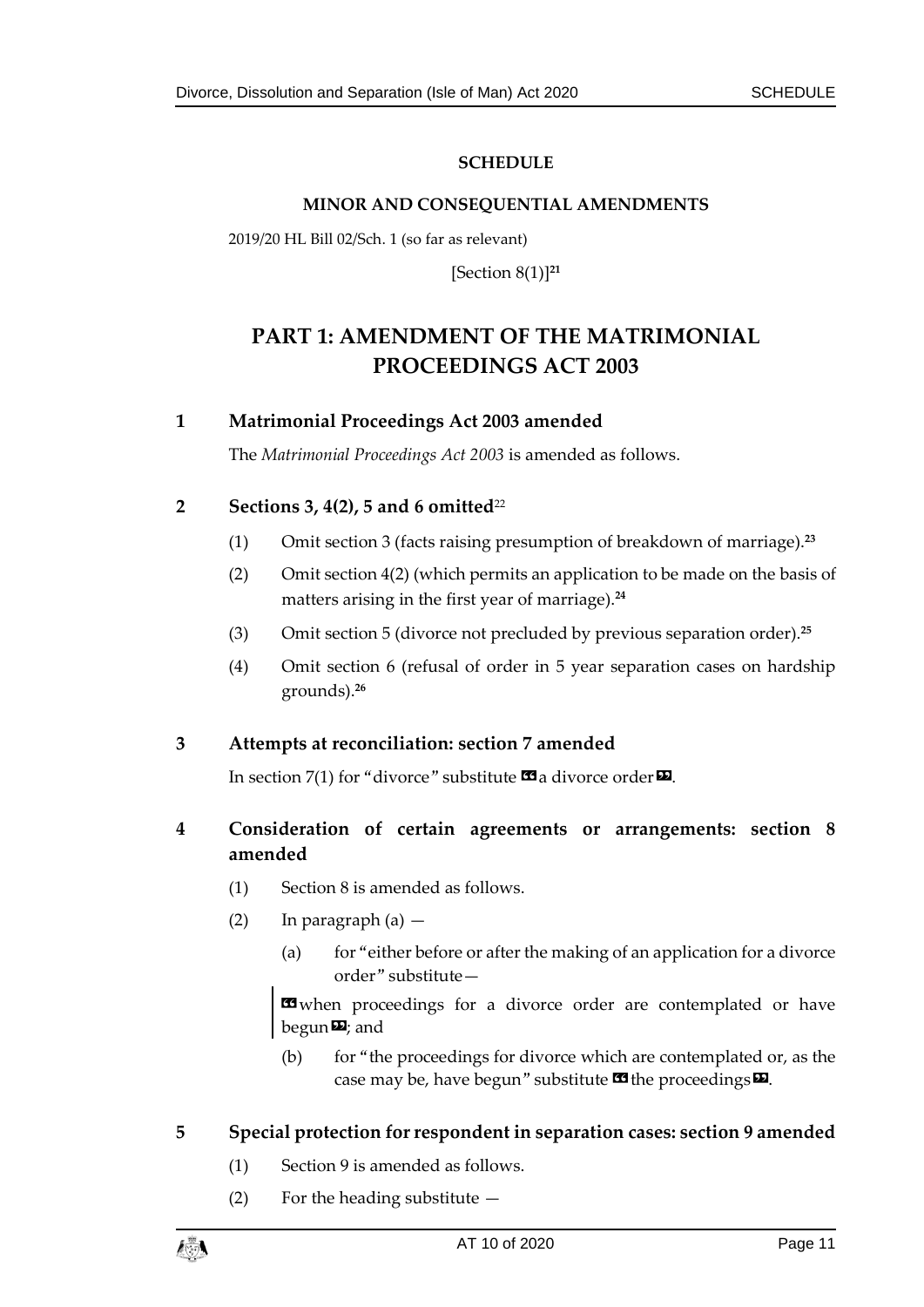**SCHEDULE**

**MINOR AND CONSEQUENTIAL AMENDMENTS**

2019/20 HL Bill 02/Sch. 1 (so far as relevant)

[Section 8(1)][21]

# PART 1: AMENDMENT OF THE MATRIMONIAL PROCEEDINGS ACT 2003

## 1 Matrimonial Proceedings Act 2003 amended

The *Matrimonial Proceedings Act 2003* is amended as follows.

## 2 Sections 3, 4(2), 5 and 6 omitted[22]

(1) Omit section 3 (facts raising presumption of breakdown of marriage).[23]

(2) Omit section 4(2) (which permits an application to be made on the basis of matters arising in the first year of marriage).[24]

(3) Omit section 5 (divorce not precluded by previous separation order).[25]

(4) Omit section 6 (refusal of order in 5 year separation cases on hardship grounds).[26]

## 3 Attempts at reconciliation: section 7 amended

In section 7(1) for "divorce" substitute «a divorce order».

## 4 Consideration of certain agreements or arrangements: section 8 amended

(1) Section 8 is amended as follows.

(2) In paragraph (a) —

(a) for "either before or after the making of an application for a divorce order" substitute—

«when proceedings for a divorce order are contemplated or have begun»; and

(b) for "the proceedings for divorce which are contemplated or, as the case may be, have begun" substitute «the proceedings».

## 5 Special protection for respondent in separation cases: section 9 amended

(1) Section 9 is amended as follows.

(2) For the heading substitute —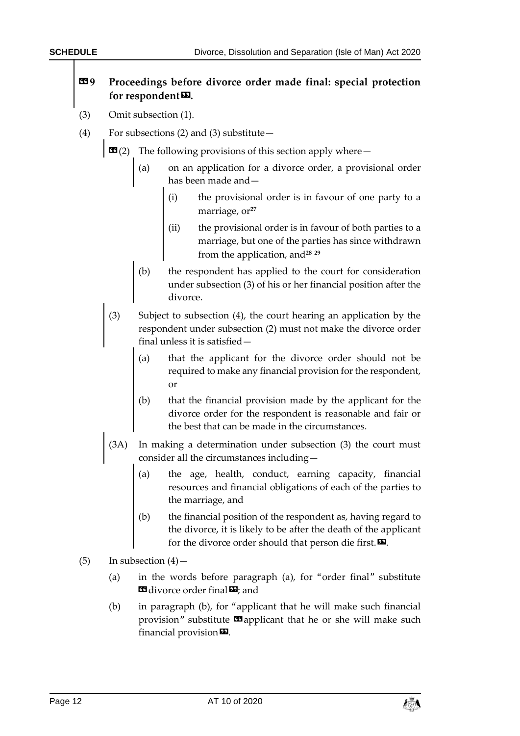**«9 Proceedings before divorce order made final: special protection for respondent».**

(3) Omit subsection (1).

(4) For subsections (2) and (3) substitute—

«(2) The following provisions of this section apply where—

(a) on an application for a divorce order, a provisional order has been made and—

(i) the provisional order is in favour of one party to a marriage, or[27]

(ii) the provisional order is in favour of both parties to a marriage, but one of the parties has since withdrawn from the application, and[28] [29]

(b) the respondent has applied to the court for consideration under subsection (3) of his or her financial position after the divorce.

(3) Subject to subsection (4), the court hearing an application by the respondent under subsection (2) must not make the divorce order final unless it is satisfied—

(a) that the applicant for the divorce order should not be required to make any financial provision for the respondent, or

(b) that the financial provision made by the applicant for the divorce order for the respondent is reasonable and fair or the best that can be made in the circumstances.

(3A) In making a determination under subsection (3) the court must consider all the circumstances including—

(a) the age, health, conduct, earning capacity, financial resources and financial obligations of each of the parties to the marriage, and

(b) the financial position of the respondent as, having regard to the divorce, it is likely to be after the death of the applicant for the divorce order should that person die first.».

(5) In subsection (4)—

(a) in the words before paragraph (a), for "order final" substitute «divorce order final»; and

(b) in paragraph (b), for "applicant that he will make such financial provision" substitute «applicant that he or she will make such financial provision».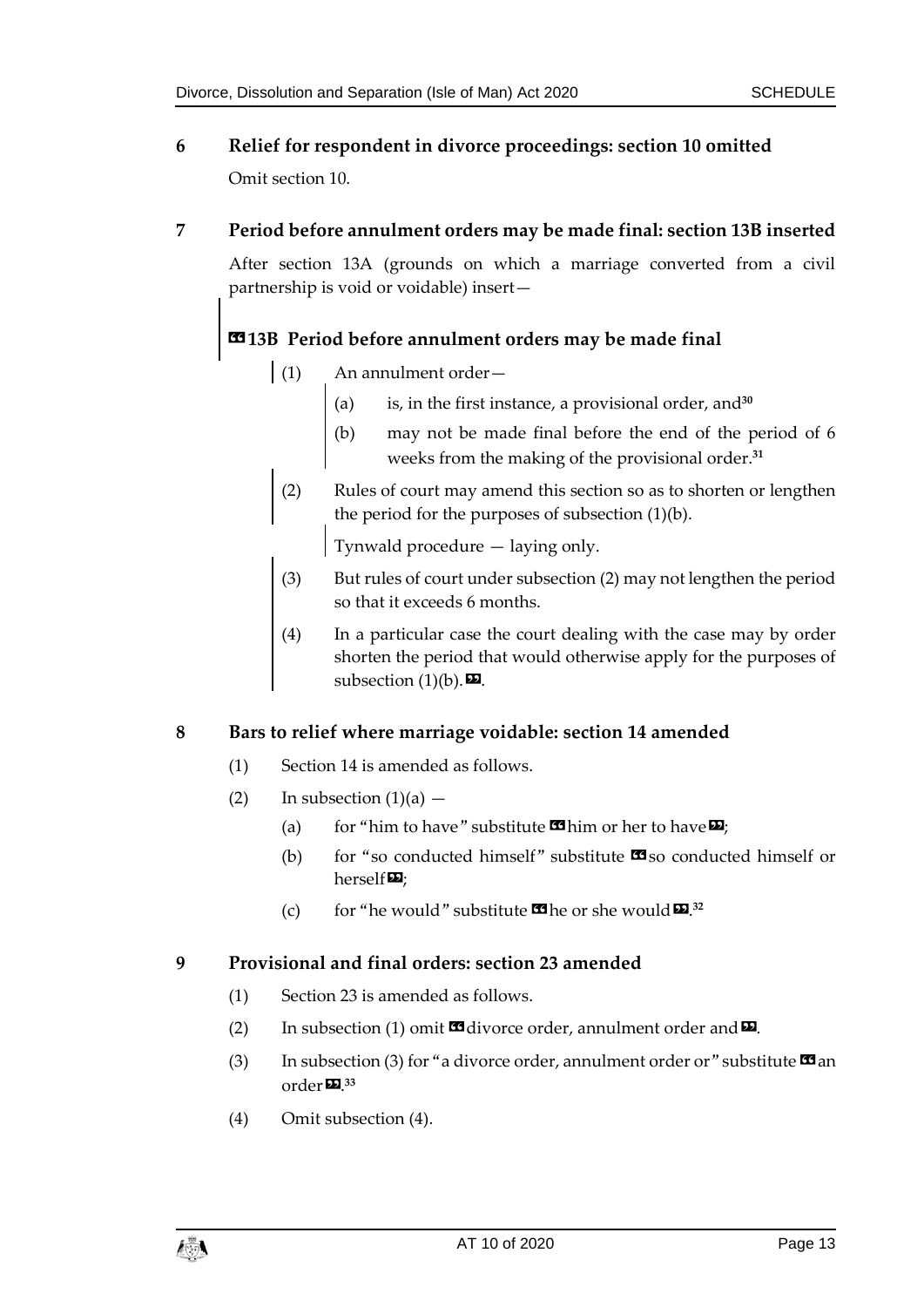## 6 Relief for respondent in divorce proceedings: section 10 omitted

Omit section 10.

## 7 Period before annulment orders may be made final: section 13B inserted

After section 13A (grounds on which a marriage converted from a civil partnership is void or voidable) insert—

### «13B Period before annulment orders may be made final

(1) An annulment order—

(a) is, in the first instance, a provisional order, and[30]

(b) may not be made final before the end of the period of 6 weeks from the making of the provisional order.[31]

(2) Rules of court may amend this section so as to shorten or lengthen the period for the purposes of subsection (1)(b).

Tynwald procedure — laying only.

(3) But rules of court under subsection (2) may not lengthen the period so that it exceeds 6 months.

(4) In a particular case the court dealing with the case may by order shorten the period that would otherwise apply for the purposes of subsection (1)(b).».

## 8 Bars to relief where marriage voidable: section 14 amended

(1) Section 14 is amended as follows.

(2) In subsection (1)(a) —

(a) for "him to have" substitute «him or her to have»;

(b) for "so conducted himself" substitute «so conducted himself or herself»;

(c) for "he would" substitute «he or she would».[32]

## 9 Provisional and final orders: section 23 amended

(1) Section 23 is amended as follows.

(2) In subsection (1) omit «divorce order, annulment order and».

(3) In subsection (3) for "a divorce order, annulment order or" substitute «an order».[33]

(4) Omit subsection (4).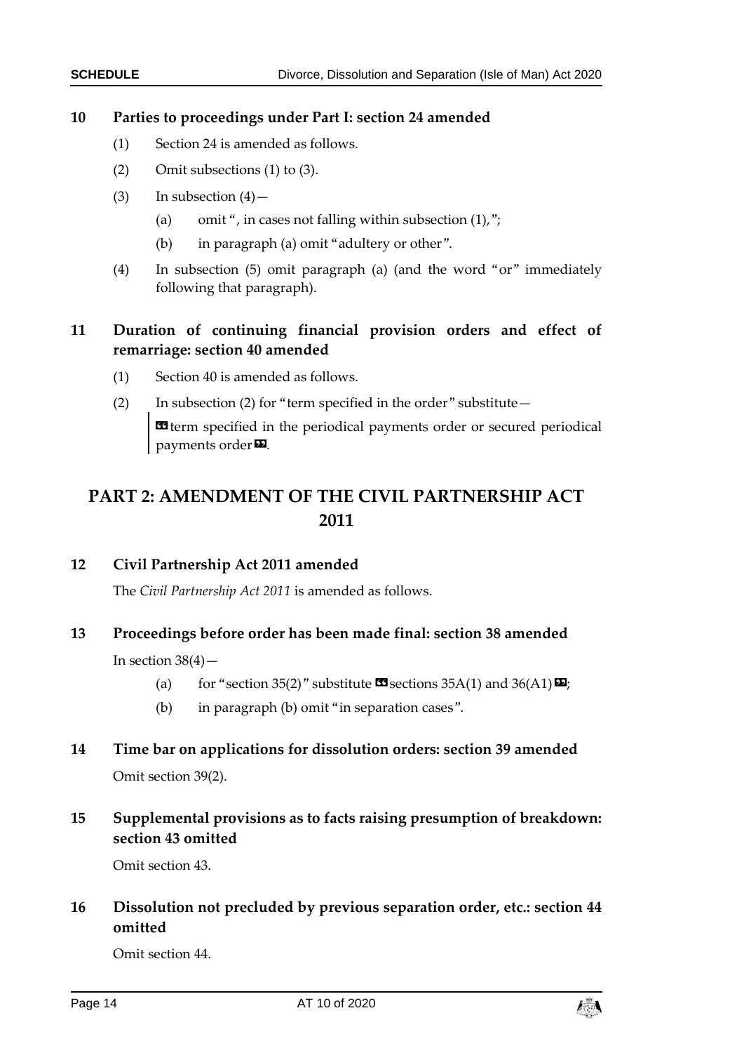**10 Parties to proceedings under Part I: section 24 amended**

(1) Section 24 is amended as follows.

(2) Omit subsections (1) to (3).

(3) In subsection (4)—

(a) omit ", in cases not falling within subsection (1),";

(b) in paragraph (a) omit "adultery or other".

(4) In subsection (5) omit paragraph (a) (and the word "or" immediately following that paragraph).

**11 Duration of continuing financial provision orders and effect of remarriage: section 40 amended**

(1) Section 40 is amended as follows.

(2) In subsection (2) for "term specified in the order" substitute—

> «term specified in the periodical payments order or secured periodical payments order».

## PART 2: AMENDMENT OF THE CIVIL PARTNERSHIP ACT 2011

**12 Civil Partnership Act 2011 amended**

The *Civil Partnership Act 2011* is amended as follows.

**13 Proceedings before order has been made final: section 38 amended**

In section 38(4)—

(a) for "section 35(2)" substitute «sections 35A(1) and 36(A1)»;

(b) in paragraph (b) omit "in separation cases".

**14 Time bar on applications for dissolution orders: section 39 amended**

Omit section 39(2).

**15 Supplemental provisions as to facts raising presumption of breakdown: section 43 omitted**

Omit section 43.

**16 Dissolution not precluded by previous separation order, etc.: section 44 omitted**

Omit section 44.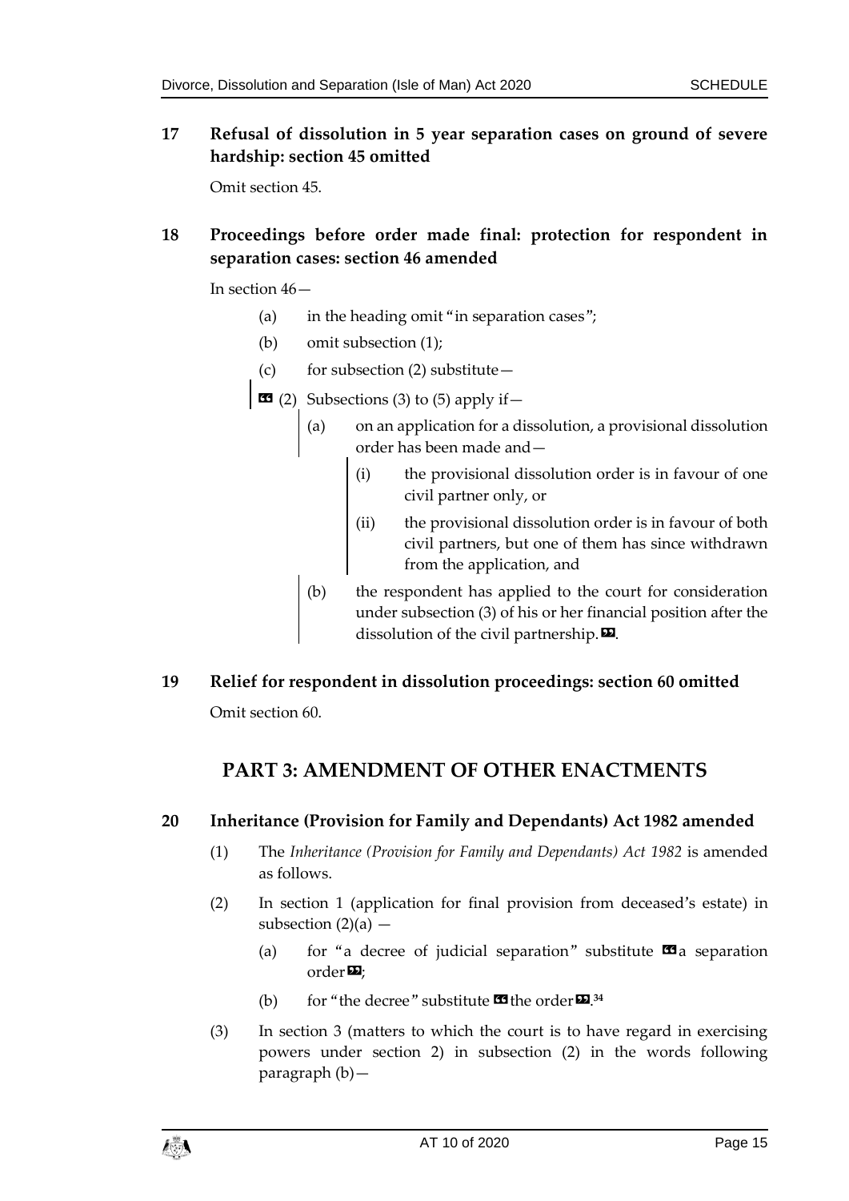### 17 Refusal of dissolution in 5 year separation cases on ground of severe hardship: section 45 omitted

Omit section 45.

### 18 Proceedings before order made final: protection for respondent in separation cases: section 46 amended

In section 46—

(a) in the heading omit "in separation cases";

(b) omit subsection (1);

(c) for subsection (2) substitute—

«(2) Subsections (3) to (5) apply if—

(a) on an application for a dissolution, a provisional dissolution order has been made and—

(i) the provisional dissolution order is in favour of one civil partner only, or

(ii) the provisional dissolution order is in favour of both civil partners, but one of them has since withdrawn from the application, and

(b) the respondent has applied to the court for consideration under subsection (3) of his or her financial position after the dissolution of the civil partnership.».

### 19 Relief for respondent in dissolution proceedings: section 60 omitted

Omit section 60.

## PART 3: AMENDMENT OF OTHER ENACTMENTS

### 20 Inheritance (Provision for Family and Dependants) Act 1982 amended

(1) The *Inheritance (Provision for Family and Dependants) Act 1982* is amended as follows.

(2) In section 1 (application for final provision from deceased's estate) in subsection (2)(a) —

(a) for "a decree of judicial separation" substitute «a separation order»;

(b) for "the decree" substitute «the order».[34]

(3) In section 3 (matters to which the court is to have regard in exercising powers under section 2) in subsection (2) in the words following paragraph (b)—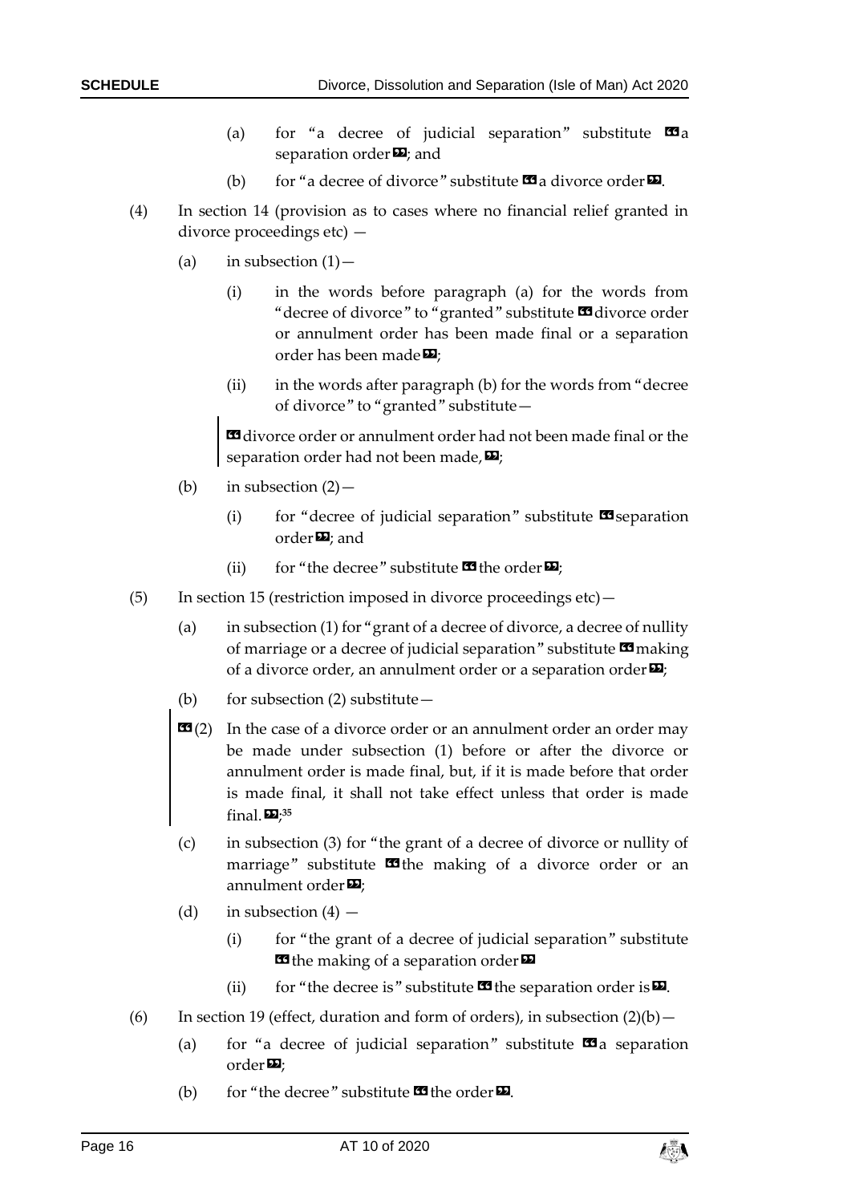(a) for "a decree of judicial separation" substitute «a separation order»; and

(b) for "a decree of divorce" substitute «a divorce order».

(4) In section 14 (provision as to cases where no financial relief granted in divorce proceedings etc) —

(a) in subsection (1)—

(i) in the words before paragraph (a) for the words from "decree of divorce" to "granted" substitute «divorce order or annulment order has been made final or a separation order has been made»;

(ii) in the words after paragraph (b) for the words from "decree of divorce" to "granted" substitute—

«divorce order or annulment order had not been made final or the separation order had not been made,»;

(b) in subsection (2)—

(i) for "decree of judicial separation" substitute «separation order»; and

(ii) for "the decree" substitute «the order»;

(5) In section 15 (restriction imposed in divorce proceedings etc)—

(a) in subsection (1) for "grant of a decree of divorce, a decree of nullity of marriage or a decree of judicial separation" substitute «making of a divorce order, an annulment order or a separation order»;

(b) for subsection (2) substitute—

«(2) In the case of a divorce order or an annulment order an order may be made under subsection (1) before or after the divorce or annulment order is made final, but, if it is made before that order is made final, it shall not take effect unless that order is made final.»;[35]

(c) in subsection (3) for "the grant of a decree of divorce or nullity of marriage" substitute «the making of a divorce order or an annulment order»;

(d) in subsection (4) —

(i) for "the grant of a decree of judicial separation" substitute «the making of a separation order»

(ii) for "the decree is" substitute «the separation order is».

(6) In section 19 (effect, duration and form of orders), in subsection (2)(b)—

(a) for "a decree of judicial separation" substitute «a separation order»;

(b) for "the decree" substitute «the order».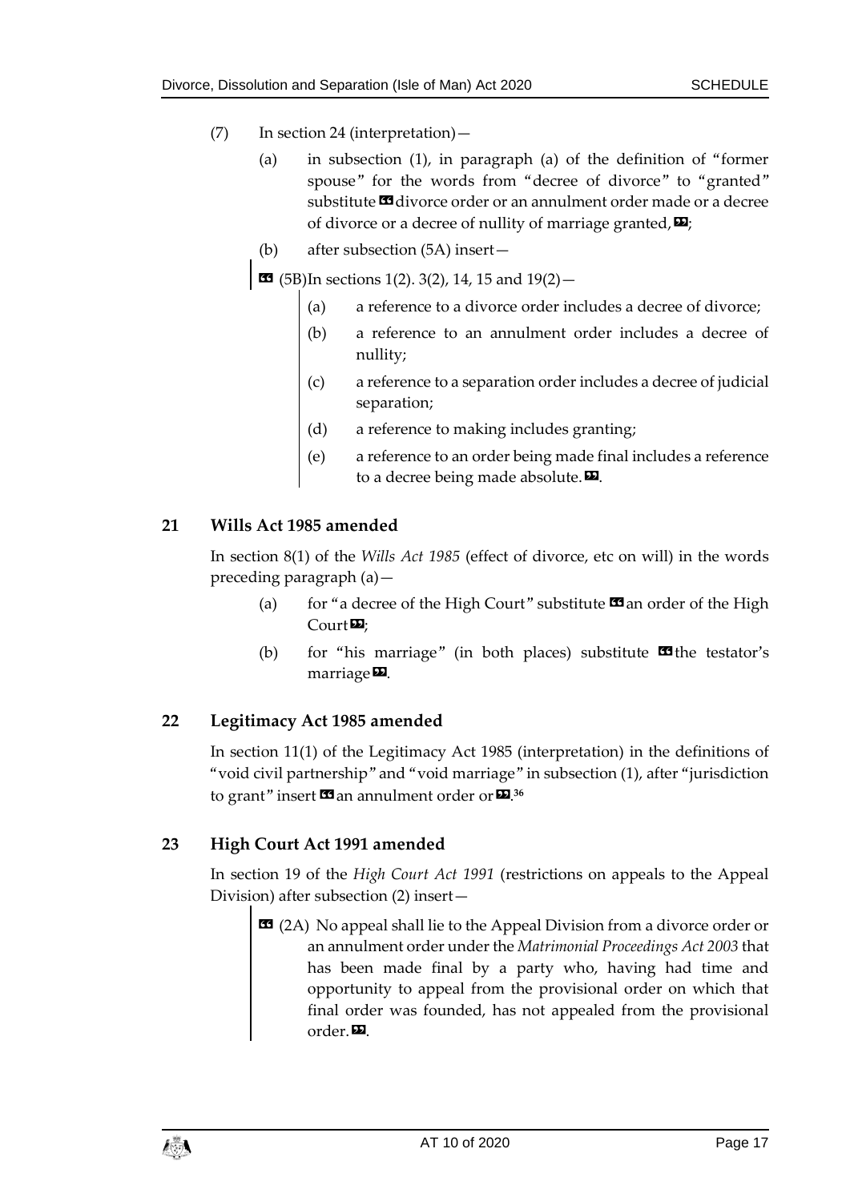(7) In section 24 (interpretation)—

(a) in subsection (1), in paragraph (a) of the definition of "former spouse" for the words from "decree of divorce" to "granted" substitute «divorce order or an annulment order made or a decree of divorce or a decree of nullity of marriage granted,»;

(b) after subsection (5A) insert—

« (5B)In sections 1(2). 3(2), 14, 15 and 19(2)—

(a) a reference to a divorce order includes a decree of divorce;

(b) a reference to an annulment order includes a decree of nullity;

(c) a reference to a separation order includes a decree of judicial separation;

(d) a reference to making includes granting;

(e) a reference to an order being made final includes a reference to a decree being made absolute.».

## 21 Wills Act 1985 amended

In section 8(1) of the *Wills Act 1985* (effect of divorce, etc on will) in the words preceding paragraph (a)—

(a) for "a decree of the High Court" substitute «an order of the High Court»;

(b) for "his marriage" (in both places) substitute «the testator's marriage».

## 22 Legitimacy Act 1985 amended

In section 11(1) of the Legitimacy Act 1985 (interpretation) in the definitions of "void civil partnership" and "void marriage" in subsection (1), after "jurisdiction to grant" insert «an annulment order or».[36]

## 23 High Court Act 1991 amended

In section 19 of the *High Court Act 1991* (restrictions on appeals to the Appeal Division) after subsection (2) insert—

« (2A) No appeal shall lie to the Appeal Division from a divorce order or an annulment order under the *Matrimonial Proceedings Act 2003* that has been made final by a party who, having had time and opportunity to appeal from the provisional order on which that final order was founded, has not appealed from the provisional order.».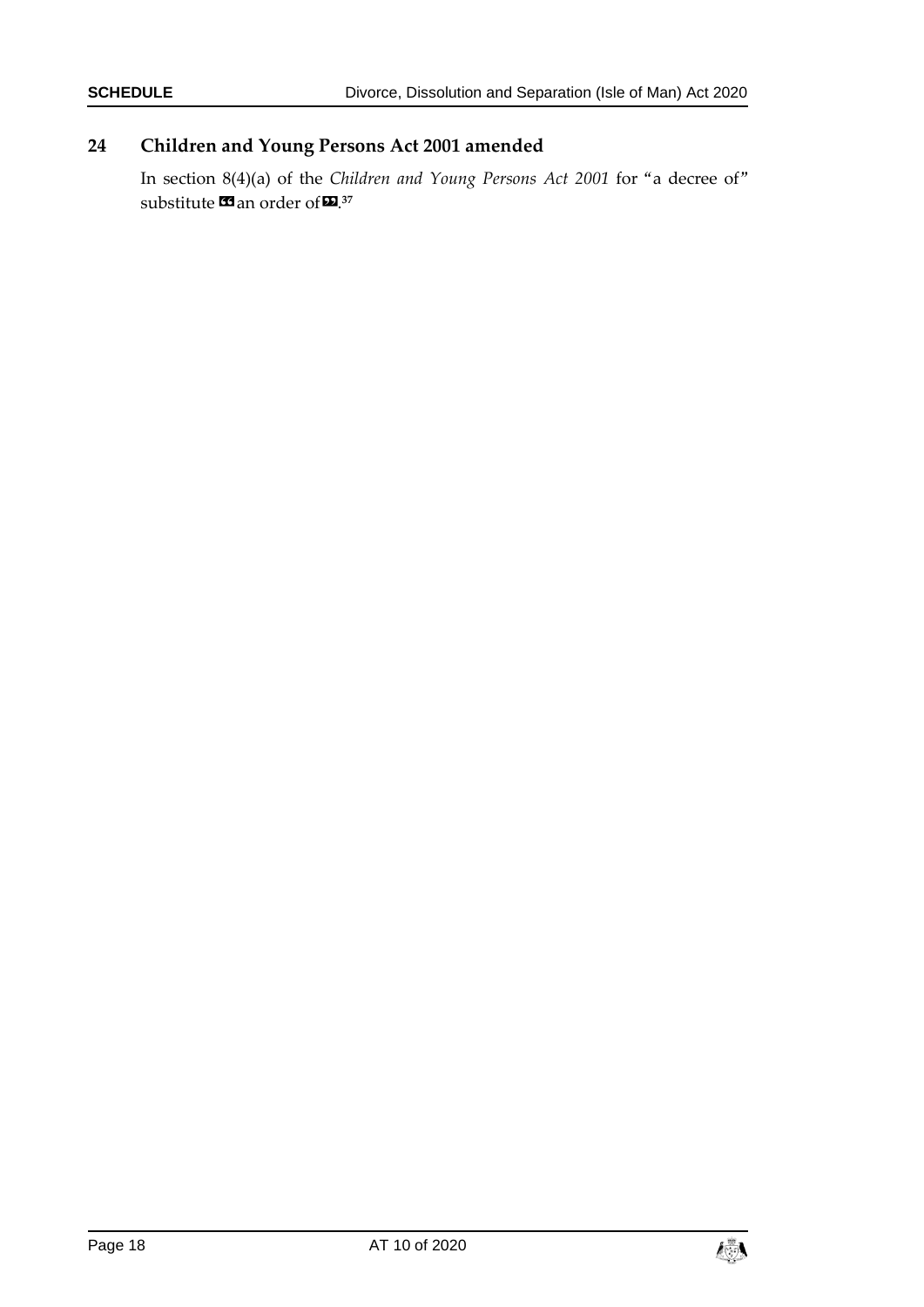## 24 Children and Young Persons Act 2001 amended

In section 8(4)(a) of the *Children and Young Persons Act 2001* for "a decree of" substitute «an order of».[37]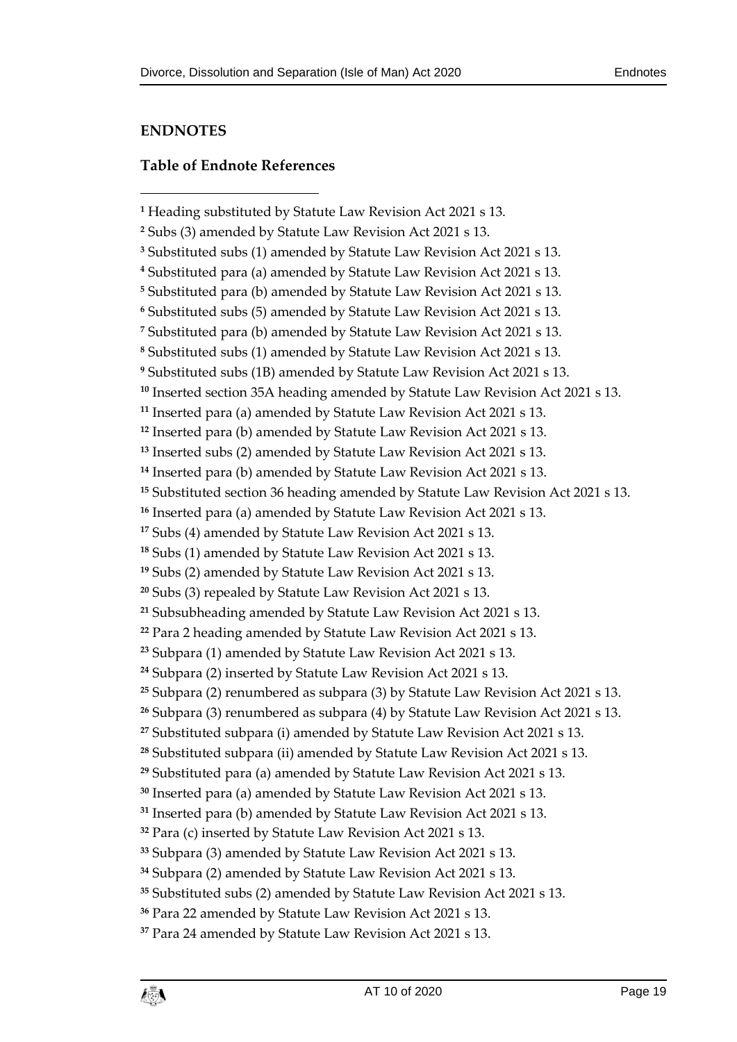## ENDNOTES

### Table of Endnote References

[1] Heading substituted by Statute Law Revision Act 2021 s 13.

[2] Subs (3) amended by Statute Law Revision Act 2021 s 13.

[3] Substituted subs (1) amended by Statute Law Revision Act 2021 s 13.

[4] Substituted para (a) amended by Statute Law Revision Act 2021 s 13.

[5] Substituted para (b) amended by Statute Law Revision Act 2021 s 13.

[6] Substituted subs (5) amended by Statute Law Revision Act 2021 s 13.

[7] Substituted para (b) amended by Statute Law Revision Act 2021 s 13.

[8] Substituted subs (1) amended by Statute Law Revision Act 2021 s 13.

[9] Substituted subs (1B) amended by Statute Law Revision Act 2021 s 13.

[10] Inserted section 35A heading amended by Statute Law Revision Act 2021 s 13.

[11] Inserted para (a) amended by Statute Law Revision Act 2021 s 13.

[12] Inserted para (b) amended by Statute Law Revision Act 2021 s 13.

[13] Inserted subs (2) amended by Statute Law Revision Act 2021 s 13.

[14] Inserted para (b) amended by Statute Law Revision Act 2021 s 13.

[15] Substituted section 36 heading amended by Statute Law Revision Act 2021 s 13.

[16] Inserted para (a) amended by Statute Law Revision Act 2021 s 13.

[17] Subs (4) amended by Statute Law Revision Act 2021 s 13.

[18] Subs (1) amended by Statute Law Revision Act 2021 s 13.

[19] Subs (2) amended by Statute Law Revision Act 2021 s 13.

[20] Subs (3) repealed by Statute Law Revision Act 2021 s 13.

[21] Subsubheading amended by Statute Law Revision Act 2021 s 13.

[22] Para 2 heading amended by Statute Law Revision Act 2021 s 13.

[23] Subpara (1) amended by Statute Law Revision Act 2021 s 13.

[24] Subpara (2) inserted by Statute Law Revision Act 2021 s 13.

[25] Subpara (2) renumbered as subpara (3) by Statute Law Revision Act 2021 s 13.

[26] Subpara (3) renumbered as subpara (4) by Statute Law Revision Act 2021 s 13.

[27] Substituted subpara (i) amended by Statute Law Revision Act 2021 s 13.

[28] Substituted subpara (ii) amended by Statute Law Revision Act 2021 s 13.

[29] Substituted para (a) amended by Statute Law Revision Act 2021 s 13.

[30] Inserted para (a) amended by Statute Law Revision Act 2021 s 13.

[31] Inserted para (b) amended by Statute Law Revision Act 2021 s 13.

[32] Para (c) inserted by Statute Law Revision Act 2021 s 13.

[33] Subpara (3) amended by Statute Law Revision Act 2021 s 13.

[34] Subpara (2) amended by Statute Law Revision Act 2021 s 13.

[35] Substituted subs (2) amended by Statute Law Revision Act 2021 s 13.

[36] Para 22 amended by Statute Law Revision Act 2021 s 13.

[37] Para 24 amended by Statute Law Revision Act 2021 s 13.